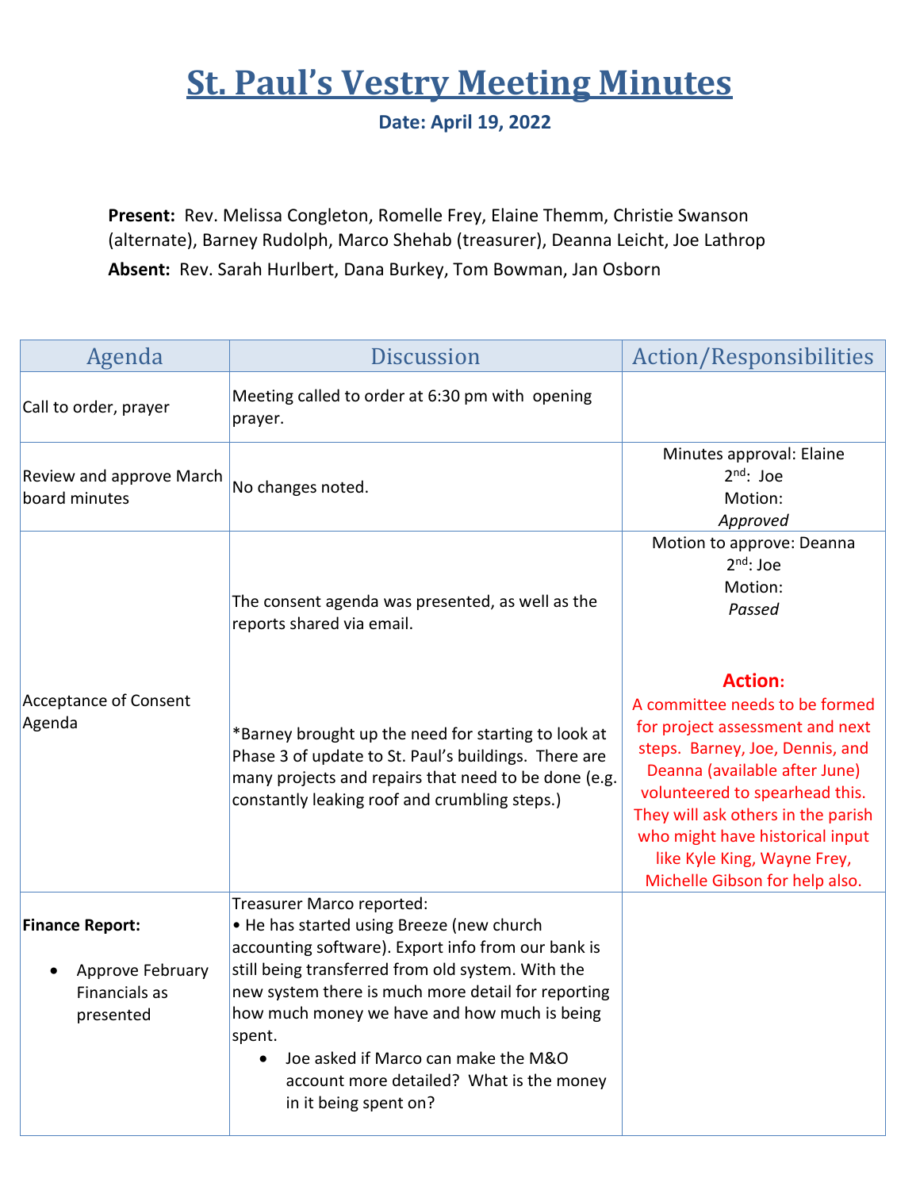# St. Paul's Vestry Meeting Minutes

**Date: April 19, 2022**

**Present:** Rev. Melissa Congleton, Romelle Frey, Elaine Themm, Christie Swanson (alternate), Barney Rudolph, Marco Shehab (treasurer), Deanna Leicht, Joe Lathrop

**Absent:** Rev. Sarah Hurlbert, Dana Burkey, Tom Bowman, Jan Osborn

| Agenda | Discussion | Action/Responsibilities |
| --- | --- | --- |
| Call to order, prayer | Meeting called to order at 6:30 pm with opening prayer. | |
| Review and approve March board minutes | No changes noted. | Minutes approval: Elaine<br>2nd: Joe<br>Motion:<br>*Approved* |
| Acceptance of Consent Agenda | The consent agenda was presented, as well as the reports shared via email.<br><br>*Barney brought up the need for starting to look at Phase 3 of update to St. Paul's buildings. There are many projects and repairs that need to be done (e.g. constantly leaking roof and crumbling steps.) | Motion to approve: Deanna<br>2nd: Joe<br>Motion:<br>*Passed*<br><br>**Action:**<br>A committee needs to be formed for project assessment and next steps. Barney, Joe, Dennis, and Deanna (available after June) volunteered to spearhead this. They will ask others in the parish who might have historical input like Kyle King, Wayne Frey, Michelle Gibson for help also. |
| **Finance Report:**<br>• Approve February Financials as presented | Treasurer Marco reported:<br>• He has started using Breeze (new church accounting software). Export info from our bank is still being transferred from old system. With the new system there is much more detail for reporting how much money we have and how much is being spent.<br>  • Joe asked if Marco can make the M&O account more detailed? What is the money in it being spent on? | |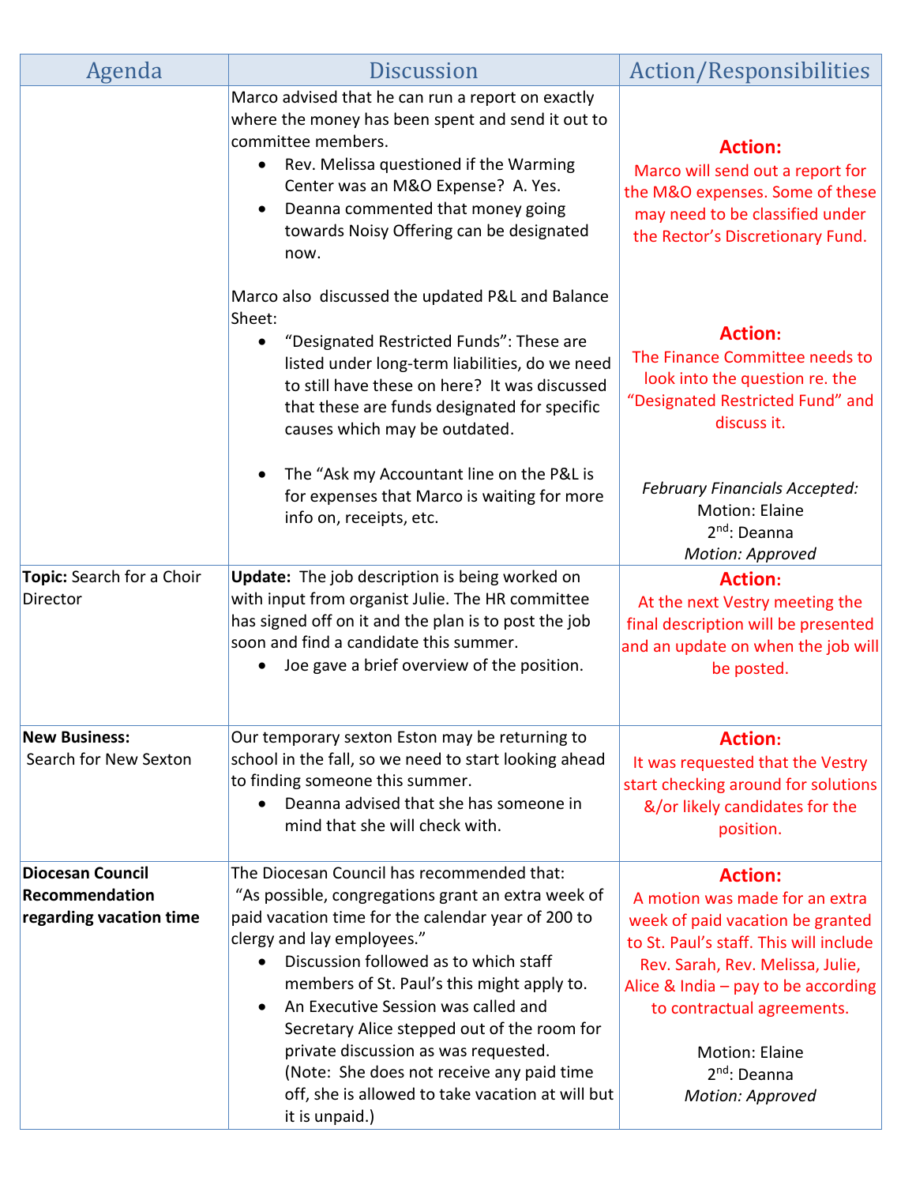| Agenda | Discussion | Action/Responsibilities |
|---|---|---|
| | Marco advised that he can run a report on exactly where the money has been spent and send it out to committee members.<br>• Rev. Melissa questioned if the Warming Center was an M&O Expense? A. Yes.<br>• Deanna commented that money going towards Noisy Offering can be designated now.<br><br>Marco also discussed the updated P&L and Balance Sheet:<br>• "Designated Restricted Funds": These are listed under long-term liabilities, do we need to still have these on here? It was discussed that these are funds designated for specific causes which may be outdated.<br><br>• The "Ask my Accountant line on the P&L is for expenses that Marco is waiting for more info on, receipts, etc. | **Action:**<br>Marco will send out a report for the M&O expenses. Some of these may need to be classified under the Rector's Discretionary Fund.<br><br>**Action:**<br>The Finance Committee needs to look into the question re. the "Designated Restricted Fund" and discuss it.<br><br>*February Financials Accepted:*<br>Motion: Elaine<br>2nd: Deanna<br>*Motion: Approved* |
| **Topic:** Search for a Choir Director | **Update:** The job description is being worked on with input from organist Julie. The HR committee has signed off on it and the plan is to post the job soon and find a candidate this summer.<br>• Joe gave a brief overview of the position. | **Action:**<br>At the next Vestry meeting the final description will be presented and an update on when the job will be posted. |
| **New Business:**<br>Search for New Sexton | Our temporary sexton Eston may be returning to school in the fall, so we need to start looking ahead to finding someone this summer.<br>• Deanna advised that she has someone in mind that she will check with. | **Action:**<br>It was requested that the Vestry start checking around for solutions &/or likely candidates for the position. |
| **Diocesan Council Recommendation regarding vacation time** | The Diocesan Council has recommended that:<br>"As possible, congregations grant an extra week of paid vacation time for the calendar year of 200 to clergy and lay employees."<br>• Discussion followed as to which staff members of St. Paul's this might apply to.<br>• An Executive Session was called and Secretary Alice stepped out of the room for private discussion as was requested. (Note: She does not receive any paid time off, she is allowed to take vacation at will but it is unpaid.) | **Action:**<br>A motion was made for an extra week of paid vacation be granted to St. Paul's staff. This will include Rev. Sarah, Rev. Melissa, Julie, Alice & India – pay to be according to contractual agreements.<br><br>Motion: Elaine<br>2nd: Deanna<br>*Motion: Approved* |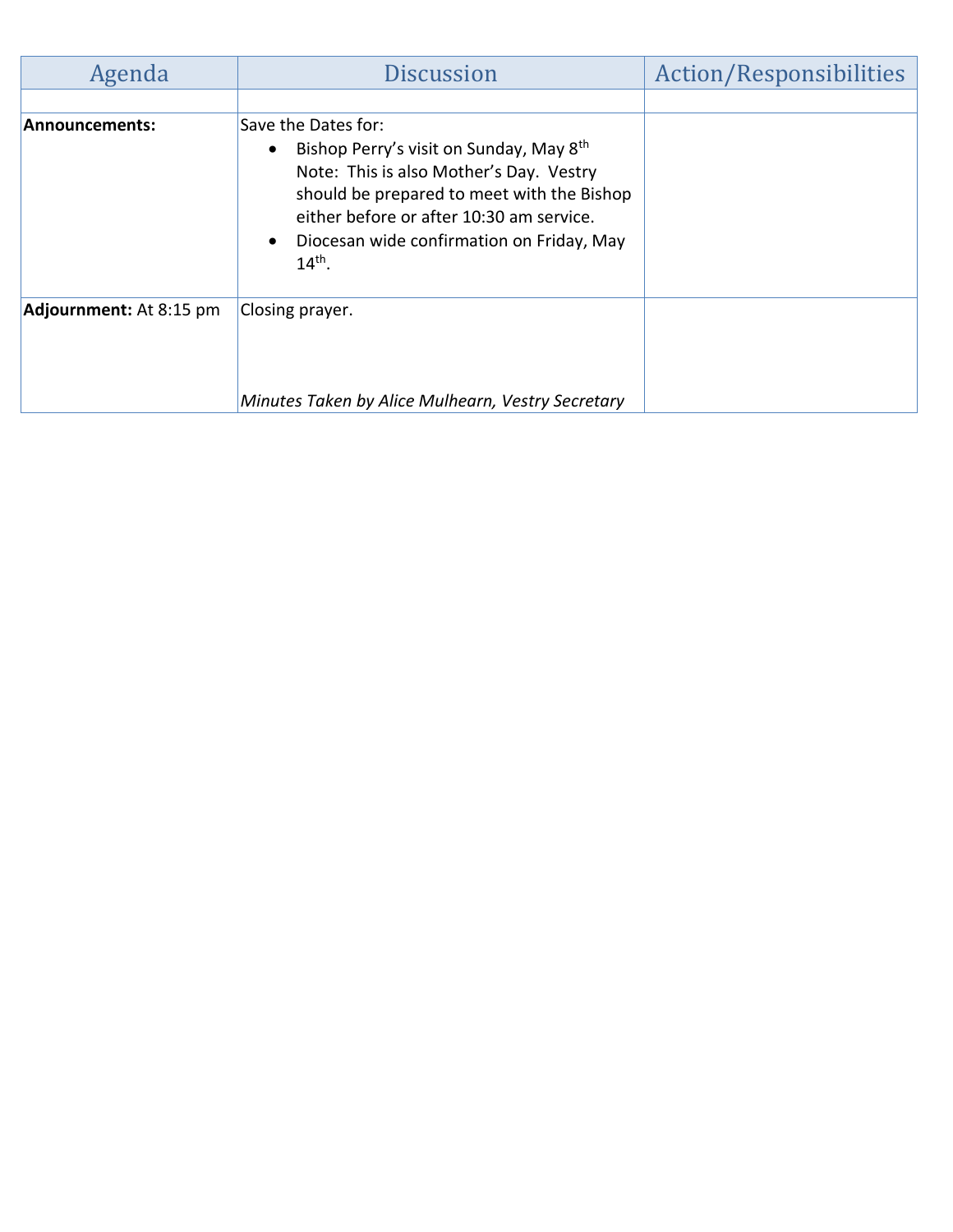| Agenda | Discussion | Action/Responsibilities |
|---|---|---|
| | | |
| **Announcements:** | Save the Dates for:<br>• Bishop Perry's visit on Sunday, May 8th Note: This is also Mother's Day. Vestry should be prepared to meet with the Bishop either before or after 10:30 am service.<br>• Diocesan wide confirmation on Friday, May 14th. | |
| **Adjournment:** At 8:15 pm | Closing prayer.<br><br>*Minutes Taken by Alice Mulhearn, Vestry Secretary* | |